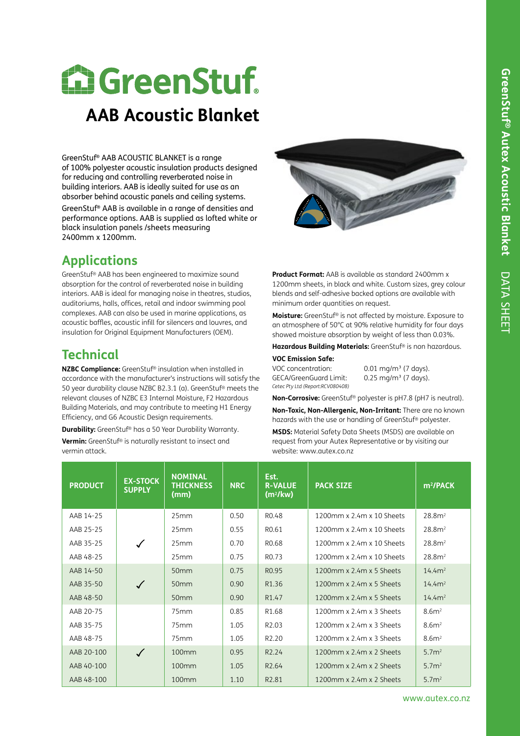# GreenStuf®

## AAB Acoustic Blanket

GreenStuf® AAB ACOUSTIC BLANKET is a range of 100% polyester acoustic insulation products designed for reducing and controlling reverberated noise in building interiors. AAB is ideally suited for use as an absorber behind acoustic panels and ceiling systems.

GreenStuf® AAB is available in a range of densities and performance options. AAB is supplied as lofted white or black insulation panels /sheets measuring 2400mm x 1200mm.

## Applications

GreenStuf® AAB has been engineered to maximize sound absorption for the control of reverberated noise in building interiors. AAB is ideal for managing noise in theatres, studios, auditoriums, halls, offices, retail and indoor swimming pool complexes. AAB can also be used in marine applications, as acoustic baffles, acoustic infill for silencers and louvres, and insulation for Original Equipment Manufacturers (OEM).

## Technical

**NZBC Compliance:** GreenStuf® insulation when installed in accordance with the manufacturer's instructions will satisfy the 50 year durability clause NZBC B2.3.1 (a). GreenStuf® meets the relevant clauses of NZBC E3 Internal Moisture, F2 Hazardous Building Materials, and may contribute to meeting H1 Energy Efficiency, and G6 Acoustic Design requirements.

**Durability:** GreenStuf® has a 50 Year Durability Warranty.

**Vermin:** GreenStuf® is naturally resistant to insect and vermin attack.

**Product Format:** AAB is available as standard 2400mm x 1200mm sheets, in black and white. Custom sizes, grey colour blends and self-adhesive backed options are available with minimum order quantities on request.

**Moisture:** GreenStuf® is not affected by moisture. Exposure to an atmosphere of 50°C at 90% relative humidity for four days showed moisture absorption by weight of less than 0.03%.

**Hazardous Building Materials:** GreenStuf® is non hazardous.

**VOC Emission Safe:**

VOC concentration: 0.01 mg/m³ (7 days).
GECA/GreenGuard Limit: 0.25 mg/m³ (7 days).
*Cetec Pty Ltd (Report:RCV080408)*

**Non-Corrosive:** GreenStuf® polyester is pH7.8 (pH7 is neutral).

**Non-Toxic, Non-Allergenic, Non-Irritant:** There are no known hazards with the use or handling of GreenStuf® polyester.

**MSDS:** Material Safety Data Sheets (MSDS) are available on request from your Autex Representative or by visiting our website: www.autex.co.nz

| PRODUCT | EX-STOCK SUPPLY | NOMINAL THICKNESS (mm) | NRC | Est. R-VALUE (m²/kw) | PACK SIZE | m²/PACK |
|---|---|---|---|---|---|---|
| AAB 14-25 | | 25mm | 0.50 | R0.48 | 1200mm x 2.4m x 10 Sheets | 28.8m² |
| AAB 25-25 | | 25mm | 0.55 | R0.61 | 1200mm x 2.4m x 10 Sheets | 28.8m² |
| AAB 35-25 | ✓ | 25mm | 0.70 | R0.68 | 1200mm x 2.4m x 10 Sheets | 28.8m² |
| AAB 48-25 | | 25mm | 0.75 | R0.73 | 1200mm x 2.4m x 10 Sheets | 28.8m² |
| AAB 14-50 | | 50mm | 0.75 | R0.95 | 1200mm x 2.4m x 5 Sheets | 14.4m² |
| AAB 35-50 | ✓ | 50mm | 0.90 | R1.36 | 1200mm x 2.4m x 5 Sheets | 14.4m² |
| AAB 48-50 | | 50mm | 0.90 | R1.47 | 1200mm x 2.4m x 5 Sheets | 14.4m² |
| AAB 20-75 | | 75mm | 0.85 | R1.68 | 1200mm x 2.4m x 3 Sheets | 8.6m² |
| AAB 35-75 | | 75mm | 1.05 | R2.03 | 1200mm x 2.4m x 3 Sheets | 8.6m² |
| AAB 48-75 | | 75mm | 1.05 | R2.20 | 1200mm x 2.4m x 3 Sheets | 8.6m² |
| AAB 20-100 | ✓ | 100mm | 0.95 | R2.24 | 1200mm x 2.4m x 2 Sheets | 5.7m² |
| AAB 40-100 | | 100mm | 1.05 | R2.64 | 1200mm x 2.4m x 2 Sheets | 5.7m² |
| AAB 48-100 | | 100mm | 1.10 | R2.81 | 1200mm x 2.4m x 2 Sheets | 5.7m² |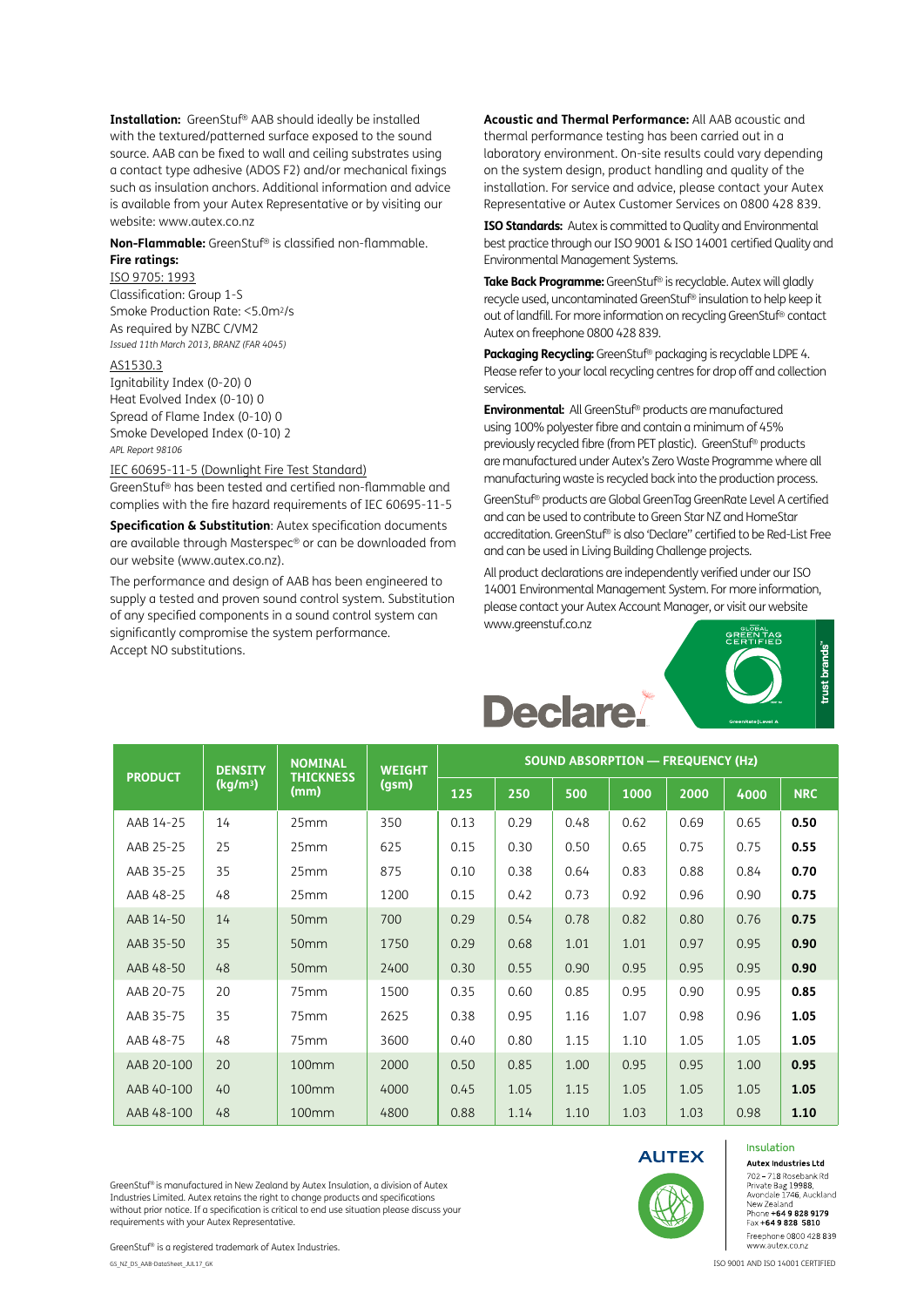**Installation:** GreenStuf® AAB should ideally be installed with the textured/patterned surface exposed to the sound source. AAB can be fixed to wall and ceiling substrates using a contact type adhesive (ADOS F2) and/or mechanical fixings such as insulation anchors. Additional information and advice is available from your Autex Representative or by visiting our website: www.autex.co.nz

**Non-Flammable:** GreenStuf® is classified non-flammable.

**Fire ratings:**

ISO 9705: 1993

Classification: Group 1-S
Smoke Production Rate: <5.0m²/s
As required by NZBC C/VM2
*Issued 11th March 2013, BRANZ (FAR 4045)*

AS1530.3

Ignitability Index (0-20) 0
Heat Evolved Index (0-10) 0
Spread of Flame Index (0-10) 0
Smoke Developed Index (0-10) 2
*APL Report 98106*

IEC 60695-11-5 (Downlight Fire Test Standard)

GreenStuf® has been tested and certified non-flammable and complies with the fire hazard requirements of IEC 60695-11-5

**Specification & Substitution**: Autex specification documents are available through Masterspec® or can be downloaded from our website (www.autex.co.nz).

The performance and design of AAB has been engineered to supply a tested and proven sound control system. Substitution of any specified components in a sound control system can significantly compromise the system performance. Accept NO substitutions.

**Acoustic and Thermal Performance:** All AAB acoustic and thermal performance testing has been carried out in a laboratory environment. On-site results could vary depending on the system design, product handling and quality of the installation. For service and advice, please contact your Autex Representative or Autex Customer Services on 0800 428 839.

**ISO Standards:** Autex is committed to Quality and Environmental best practice through our ISO 9001 & ISO 14001 certified Quality and Environmental Management Systems.

**Take Back Programme:** GreenStuf® is recyclable. Autex will gladly recycle used, uncontaminated GreenStuf® insulation to help keep it out of landfill. For more information on recycling GreenStuf® contact Autex on freephone 0800 428 839.

**Packaging Recycling:** GreenStuf® packaging is recyclable LDPE 4. Please refer to your local recycling centres for drop off and collection services.

**Environmental:** All GreenStuf® products are manufactured using 100% polyester fibre and contain a minimum of 45% previously recycled fibre (from PET plastic). GreenStuf® products are manufactured under Autex's Zero Waste Programme where all manufacturing waste is recycled back into the production process.

GreenStuf® products are Global GreenTag GreenRate Level A certified and can be used to contribute to Green Star NZ and HomeStar accreditation. GreenStuf® is also 'Declare" certified to be Red-List Free and can be used in Living Building Challenge projects.

All product declarations are independently verified under our ISO 14001 Environmental Management System. For more information, please contact your Autex Account Manager, or visit our website www.greenstuf.co.nz

Declare.

GLOBAL GREEN TAG CERTIFIED
GreenRate | Level A
trust brands

| PRODUCT | DENSITY (kg/m³) | NOMINAL THICKNESS (mm) | WEIGHT (gsm) | SOUND ABSORPTION — FREQUENCY (Hz) | | | | | | |
|---|---|---|---|---|---|---|---|---|---|---|
| | | | | 125 | 250 | 500 | 1000 | 2000 | 4000 | NRC |
| AAB 14-25 | 14 | 25mm | 350 | 0.13 | 0.29 | 0.48 | 0.62 | 0.69 | 0.65 | **0.50** |
| AAB 25-25 | 25 | 25mm | 625 | 0.15 | 0.30 | 0.50 | 0.65 | 0.75 | 0.75 | **0.55** |
| AAB 35-25 | 35 | 25mm | 875 | 0.10 | 0.38 | 0.64 | 0.83 | 0.88 | 0.84 | **0.70** |
| AAB 48-25 | 48 | 25mm | 1200 | 0.15 | 0.42 | 0.73 | 0.92 | 0.96 | 0.90 | **0.75** |
| AAB 14-50 | 14 | 50mm | 700 | 0.29 | 0.54 | 0.78 | 0.82 | 0.80 | 0.76 | **0.75** |
| AAB 35-50 | 35 | 50mm | 1750 | 0.29 | 0.68 | 1.01 | 1.01 | 0.97 | 0.95 | **0.90** |
| AAB 48-50 | 48 | 50mm | 2400 | 0.30 | 0.55 | 0.90 | 0.95 | 0.95 | 0.95 | **0.90** |
| AAB 20-75 | 20 | 75mm | 1500 | 0.35 | 0.60 | 0.85 | 0.95 | 0.90 | 0.95 | **0.85** |
| AAB 35-75 | 35 | 75mm | 2625 | 0.38 | 0.95 | 1.16 | 1.07 | 0.98 | 0.96 | **1.05** |
| AAB 48-75 | 48 | 75mm | 3600 | 0.40 | 0.80 | 1.15 | 1.10 | 1.05 | 1.05 | **1.05** |
| AAB 20-100 | 20 | 100mm | 2000 | 0.50 | 0.85 | 1.00 | 0.95 | 0.95 | 1.00 | **0.95** |
| AAB 40-100 | 40 | 100mm | 4000 | 0.45 | 1.05 | 1.15 | 1.05 | 1.05 | 1.05 | **1.05** |
| AAB 48-100 | 48 | 100mm | 4800 | 0.88 | 1.14 | 1.10 | 1.03 | 1.03 | 0.98 | **1.10** |

GreenStuf® is manufactured in New Zealand by Autex Insulation, a division of Autex Industries Limited. Autex retains the right to change products and specifications without prior notice. If a specification is critical to end use situation please discuss your requirements with your Autex Representative.

GreenStuf® is a registered trademark of Autex Industries.

GS_NZ_DS_AAB-DataSheet_JUL17_GK

AUTEX

Insulation

**Autex Industries Ltd**
702 – 718 Rosebank Rd
Private Bag 19988,
Avondale 1746, Auckland
New Zealand
Phone **+64 9 828 9179**
Fax **+64 9 828 5810**
Freephone 0800 428 839
www.autex.co.nz

ISO 9001 AND ISO 14001 CERTIFIED